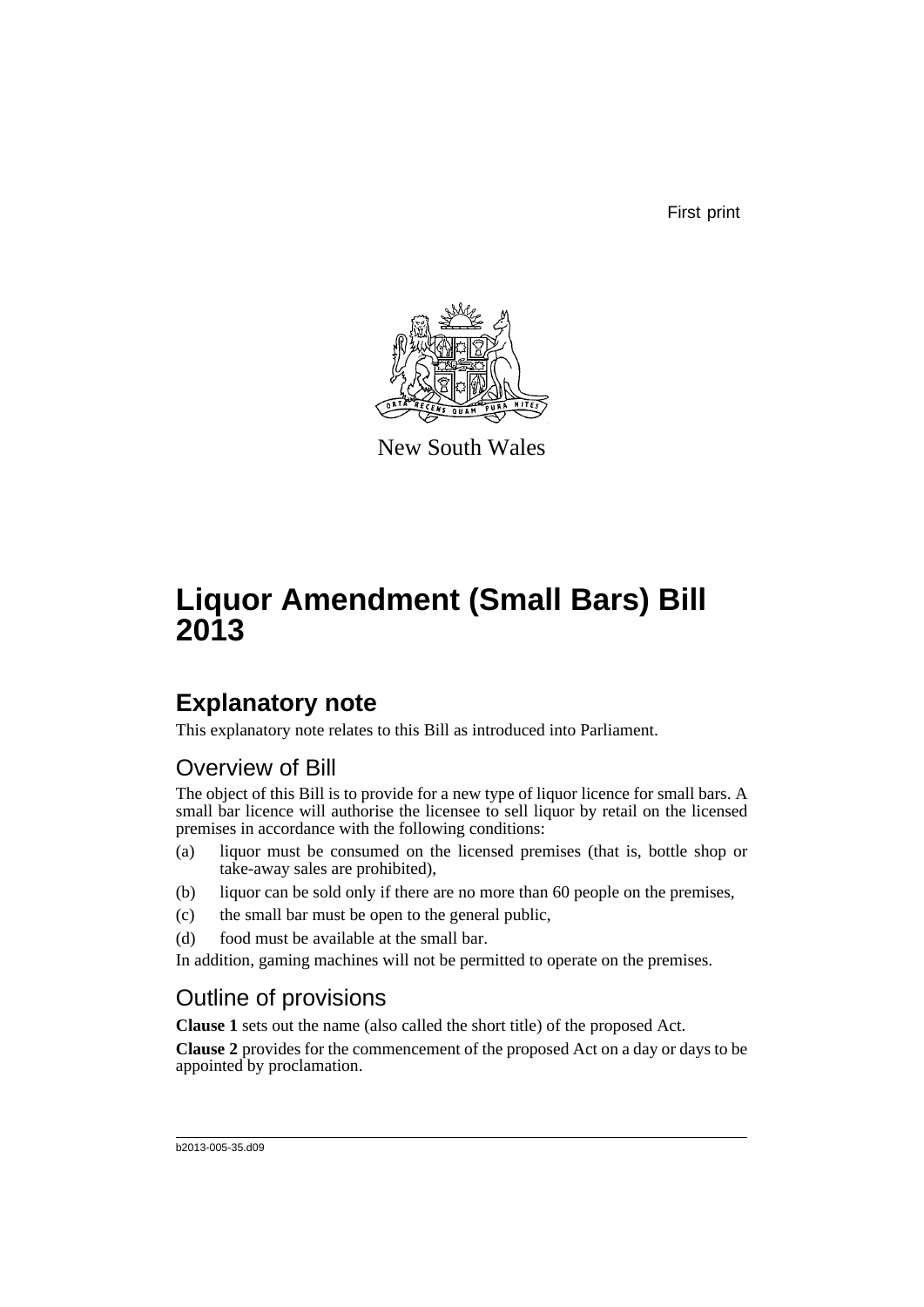First print

New South Wales

# Liquor Amendment (Small Bars) Bill 2013

## Explanatory note

This explanatory note relates to this Bill as introduced into Parliament.

### Overview of Bill

The object of this Bill is to provide for a new type of liquor licence for small bars. A small bar licence will authorise the licensee to sell liquor by retail on the licensed premises in accordance with the following conditions:

(a) liquor must be consumed on the licensed premises (that is, bottle shop or take-away sales are prohibited),

(b) liquor can be sold only if there are no more than 60 people on the premises,

(c) the small bar must be open to the general public,

(d) food must be available at the small bar.

In addition, gaming machines will not be permitted to operate on the premises.

### Outline of provisions

**Clause 1** sets out the name (also called the short title) of the proposed Act.

**Clause 2** provides for the commencement of the proposed Act on a day or days to be appointed by proclamation.

b2013-005-35.d09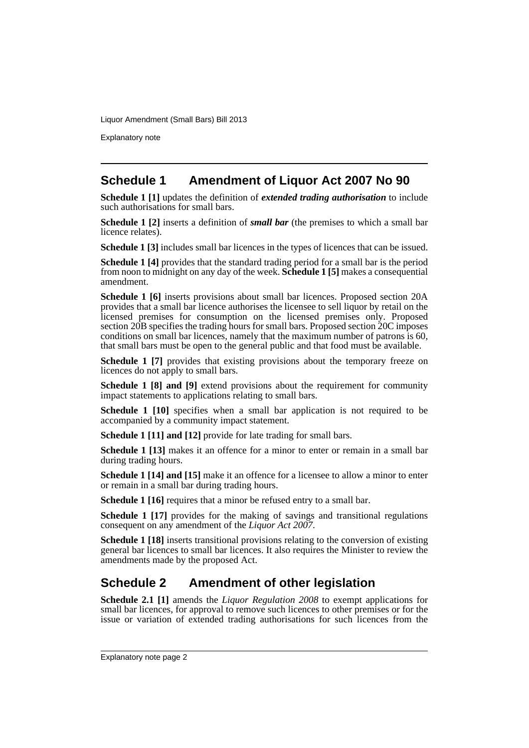## Schedule 1 Amendment of Liquor Act 2007 No 90

**Schedule 1 [1]** updates the definition of ***extended trading authorisation*** to include such authorisations for small bars.

**Schedule 1 [2]** inserts a definition of ***small bar*** (the premises to which a small bar licence relates).

**Schedule 1 [3]** includes small bar licences in the types of licences that can be issued.

**Schedule 1 [4]** provides that the standard trading period for a small bar is the period from noon to midnight on any day of the week. **Schedule 1 [5]** makes a consequential amendment.

**Schedule 1 [6]** inserts provisions about small bar licences. Proposed section 20A provides that a small bar licence authorises the licensee to sell liquor by retail on the licensed premises for consumption on the licensed premises only. Proposed section 20B specifies the trading hours for small bars. Proposed section 20C imposes conditions on small bar licences, namely that the maximum number of patrons is 60, that small bars must be open to the general public and that food must be available.

**Schedule 1 [7]** provides that existing provisions about the temporary freeze on licences do not apply to small bars.

**Schedule 1 [8] and [9]** extend provisions about the requirement for community impact statements to applications relating to small bars.

**Schedule 1 [10]** specifies when a small bar application is not required to be accompanied by a community impact statement.

**Schedule 1 [11] and [12]** provide for late trading for small bars.

**Schedule 1 [13]** makes it an offence for a minor to enter or remain in a small bar during trading hours.

**Schedule 1 [14] and [15]** make it an offence for a licensee to allow a minor to enter or remain in a small bar during trading hours.

**Schedule 1 [16]** requires that a minor be refused entry to a small bar.

**Schedule 1 [17]** provides for the making of savings and transitional regulations consequent on any amendment of the *Liquor Act 2007*.

**Schedule 1 [18]** inserts transitional provisions relating to the conversion of existing general bar licences to small bar licences. It also requires the Minister to review the amendments made by the proposed Act.

## Schedule 2 Amendment of other legislation

**Schedule 2.1 [1]** amends the *Liquor Regulation 2008* to exempt applications for small bar licences, for approval to remove such licences to other premises or for the issue or variation of extended trading authorisations for such licences from the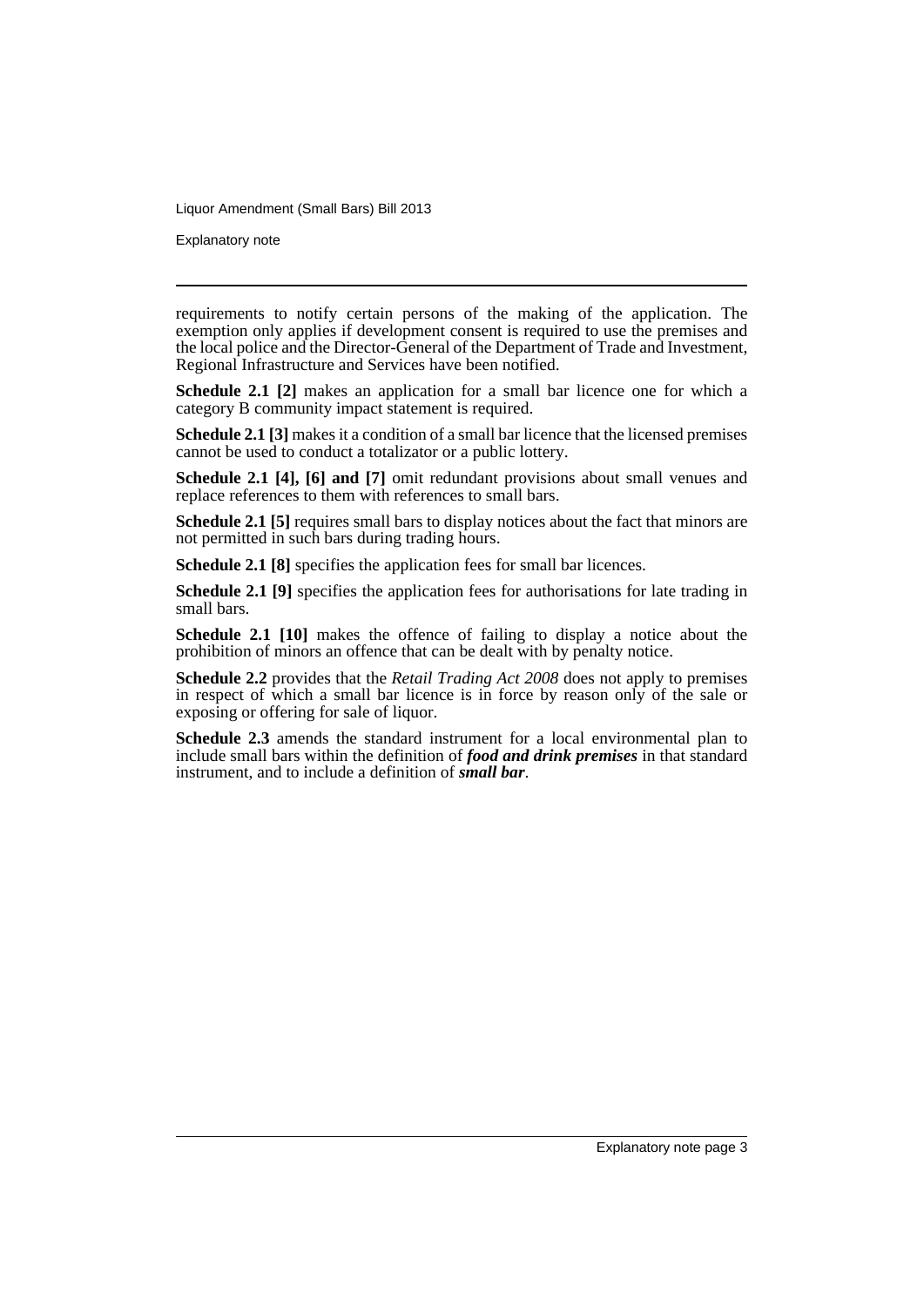requirements to notify certain persons of the making of the application. The exemption only applies if development consent is required to use the premises and the local police and the Director-General of the Department of Trade and Investment, Regional Infrastructure and Services have been notified.

**Schedule 2.1 [2]** makes an application for a small bar licence one for which a category B community impact statement is required.

**Schedule 2.1 [3]** makes it a condition of a small bar licence that the licensed premises cannot be used to conduct a totalizator or a public lottery.

**Schedule 2.1 [4], [6] and [7]** omit redundant provisions about small venues and replace references to them with references to small bars.

**Schedule 2.1 [5]** requires small bars to display notices about the fact that minors are not permitted in such bars during trading hours.

**Schedule 2.1 [8]** specifies the application fees for small bar licences.

**Schedule 2.1 [9]** specifies the application fees for authorisations for late trading in small bars.

**Schedule 2.1 [10]** makes the offence of failing to display a notice about the prohibition of minors an offence that can be dealt with by penalty notice.

**Schedule 2.2** provides that the *Retail Trading Act 2008* does not apply to premises in respect of which a small bar licence is in force by reason only of the sale or exposing or offering for sale of liquor.

**Schedule 2.3** amends the standard instrument for a local environmental plan to include small bars within the definition of ***food and drink premises*** in that standard instrument, and to include a definition of ***small bar***.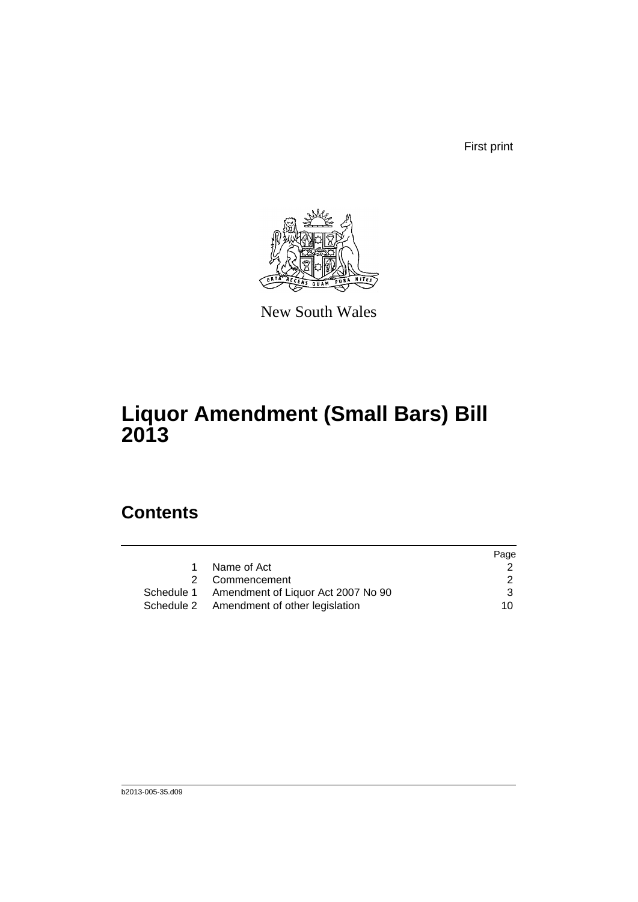First print

New South Wales

# Liquor Amendment (Small Bars) Bill 2013

## Contents

| | | Page |
|---|---|---|
| 1 | Name of Act | 2 |
| 2 | Commencement | 2 |
| Schedule 1 | Amendment of Liquor Act 2007 No 90 | 3 |
| Schedule 2 | Amendment of other legislation | 10 |

b2013-005-35.d09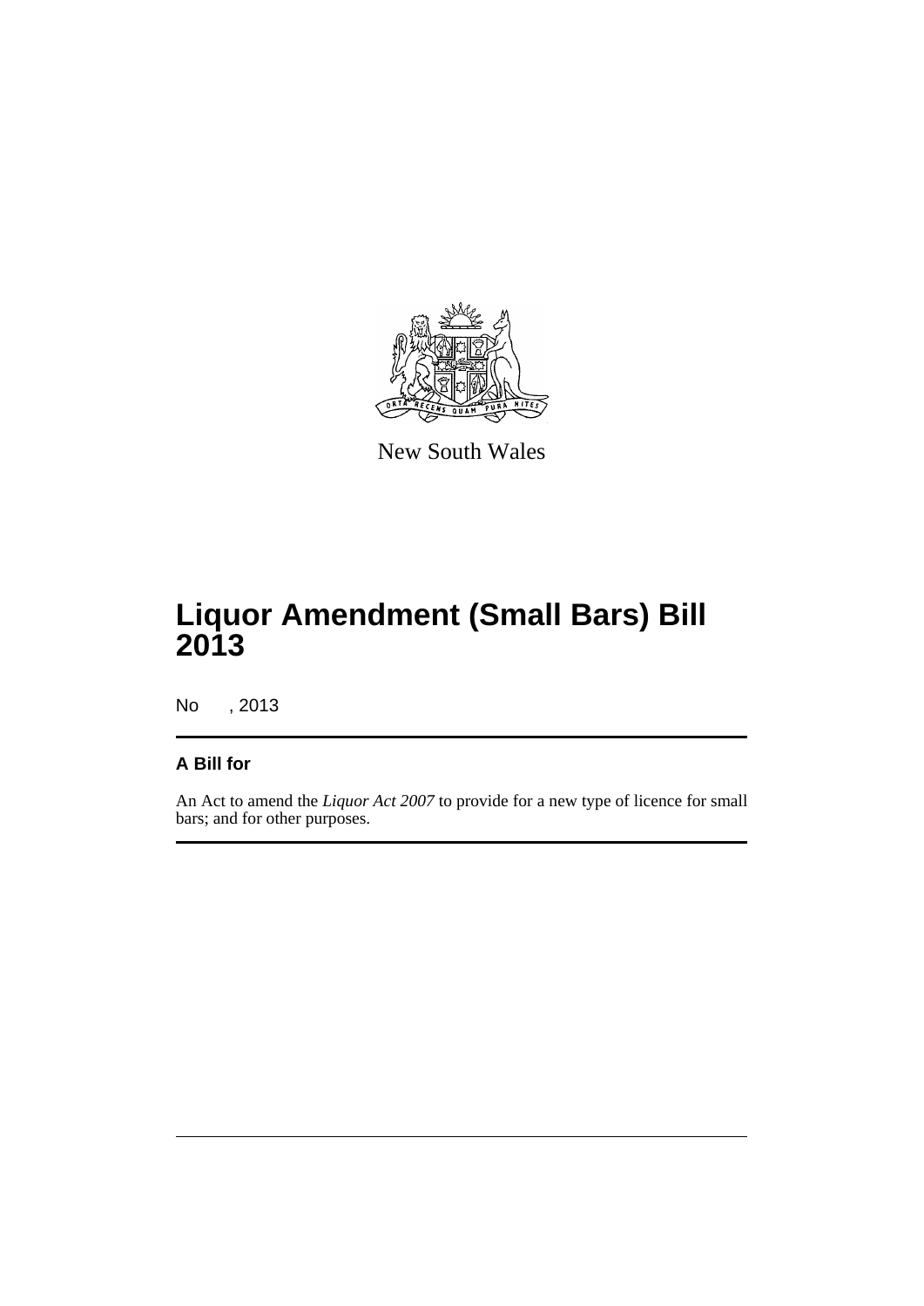New South Wales

# Liquor Amendment (Small Bars) Bill 2013

No , 2013

## A Bill for

An Act to amend the *Liquor Act 2007* to provide for a new type of licence for small bars; and for other purposes.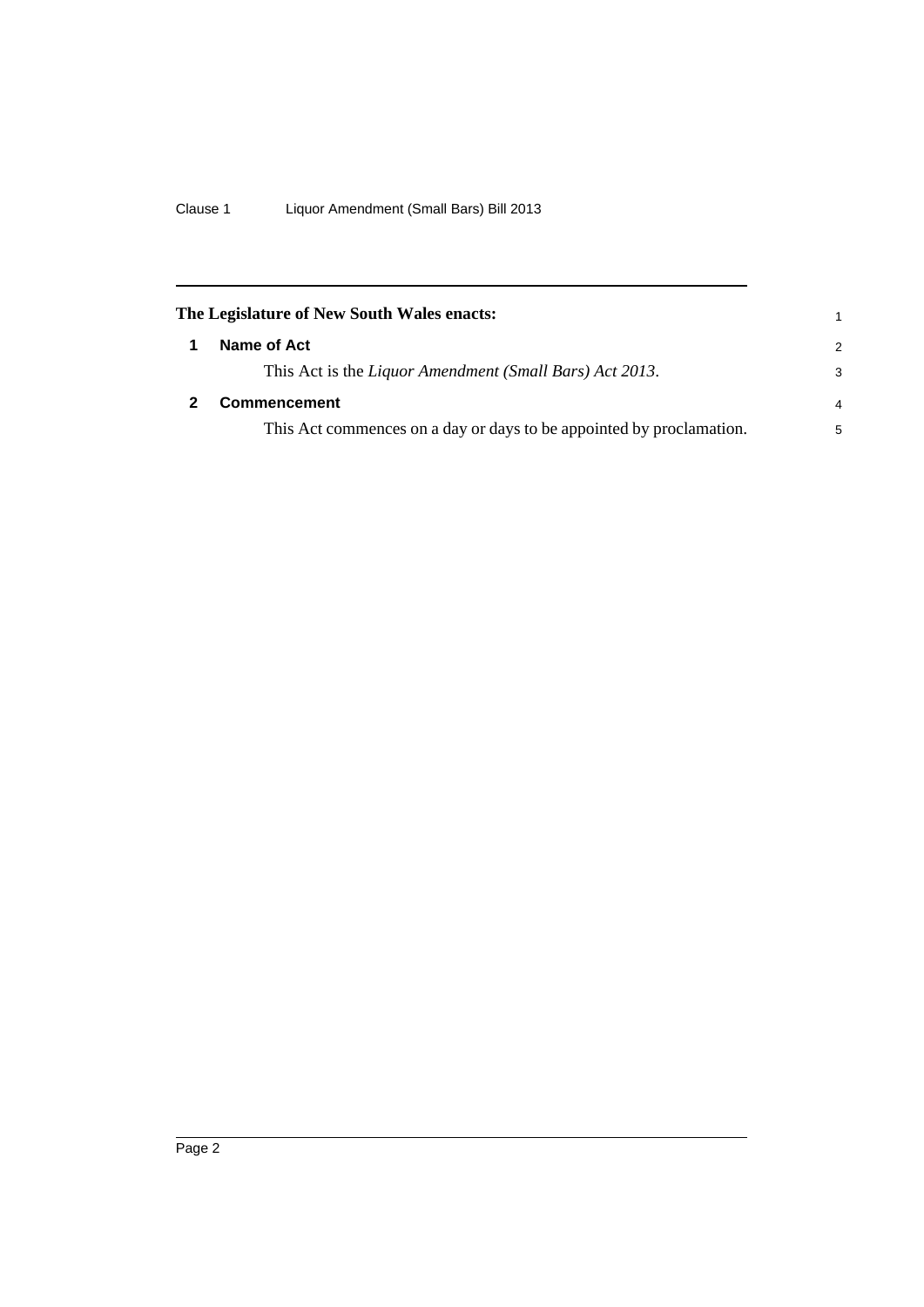**The Legislature of New South Wales enacts:**

### 1 Name of Act

This Act is the *Liquor Amendment (Small Bars) Act 2013*.

### 2 Commencement

This Act commences on a day or days to be appointed by proclamation.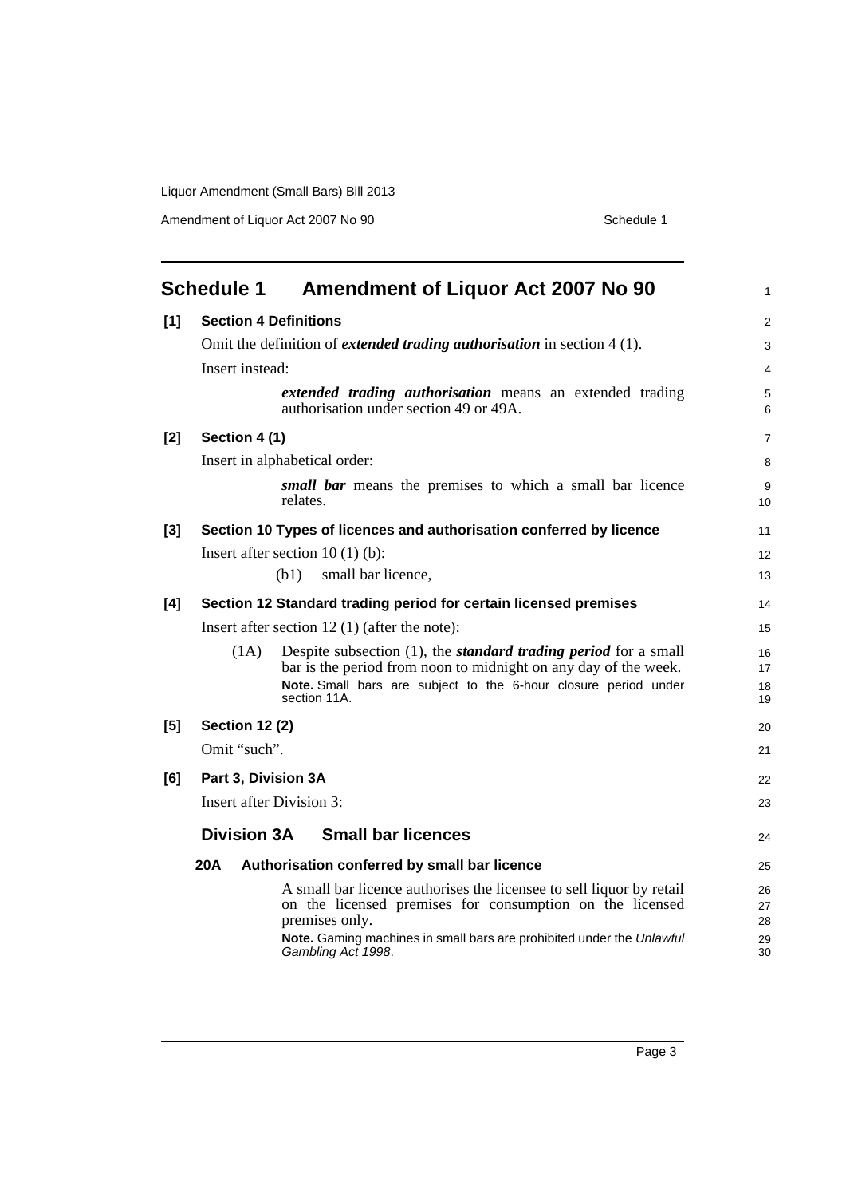# Schedule 1 Amendment of Liquor Act 2007 No 90

**[1] Section 4 Definitions**

Omit the definition of ***extended trading authorisation*** in section 4 (1).

Insert instead:

> ***extended trading authorisation*** means an extended trading authorisation under section 49 or 49A.

**[2] Section 4 (1)**

Insert in alphabetical order:

> ***small bar*** means the premises to which a small bar licence relates.

**[3] Section 10 Types of licences and authorisation conferred by licence**

Insert after section 10 (1) (b):

> (b1) small bar licence,

**[4] Section 12 Standard trading period for certain licensed premises**

Insert after section 12 (1) (after the note):

> (1A) Despite subsection (1), the ***standard trading period*** for a small bar is the period from noon to midnight on any day of the week.
>
> **Note.** Small bars are subject to the 6-hour closure period under section 11A.

**[5] Section 12 (2)**

Omit "such".

**[6] Part 3, Division 3A**

Insert after Division 3:

## Division 3A Small bar licences

**20A Authorisation conferred by small bar licence**

A small bar licence authorises the licensee to sell liquor by retail on the licensed premises for consumption on the licensed premises only.

**Note.** Gaming machines in small bars are prohibited under the *Unlawful Gambling Act 1998*.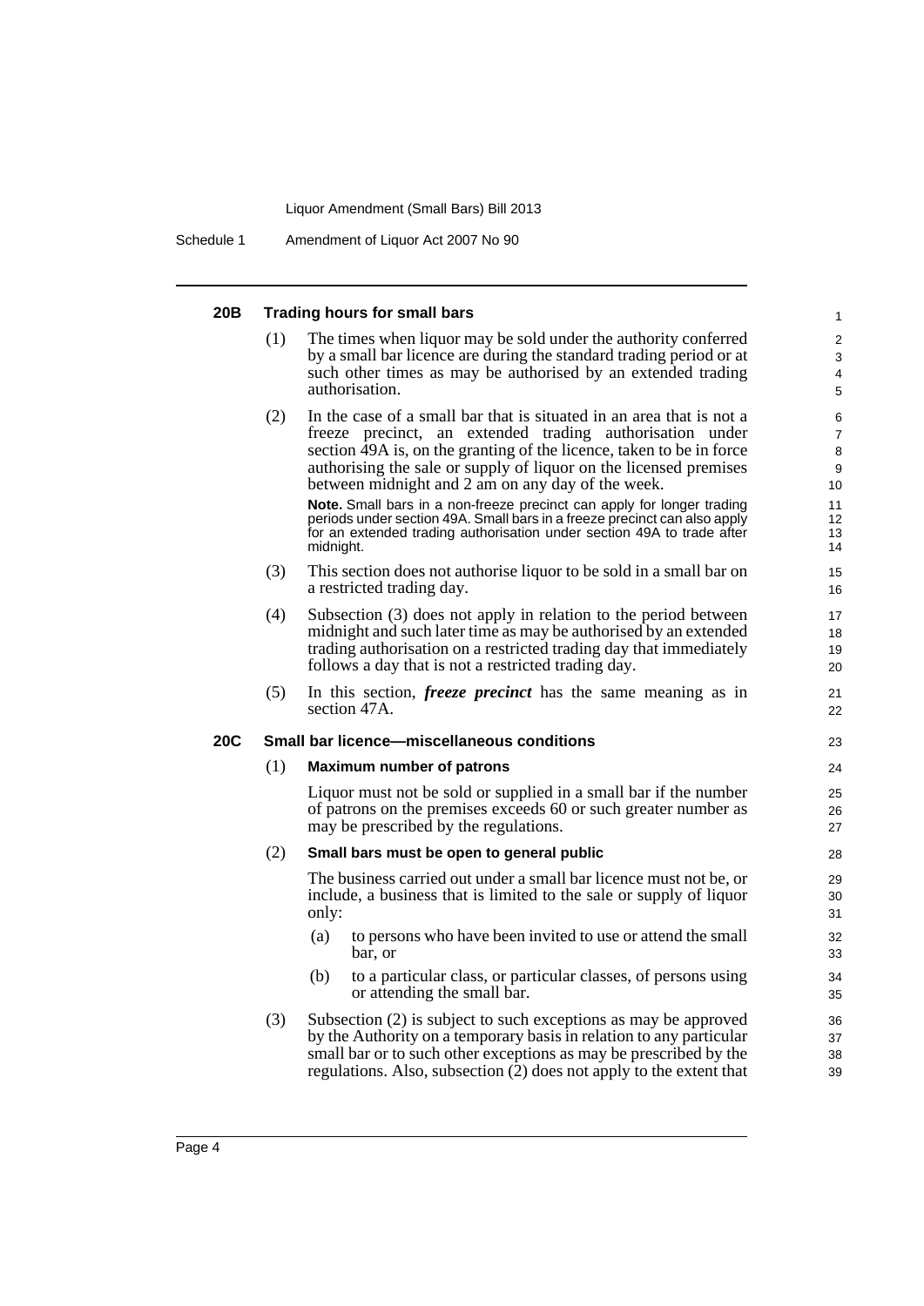### 20B Trading hours for small bars

(1) The times when liquor may be sold under the authority conferred by a small bar licence are during the standard trading period or at such other times as may be authorised by an extended trading authorisation.

(2) In the case of a small bar that is situated in an area that is not a freeze precinct, an extended trading authorisation under section 49A is, on the granting of the licence, taken to be in force authorising the sale or supply of liquor on the licensed premises between midnight and 2 am on any day of the week.

**Note.** Small bars in a non-freeze precinct can apply for longer trading periods under section 49A. Small bars in a freeze precinct can also apply for an extended trading authorisation under section 49A to trade after midnight.

(3) This section does not authorise liquor to be sold in a small bar on a restricted trading day.

(4) Subsection (3) does not apply in relation to the period between midnight and such later time as may be authorised by an extended trading authorisation on a restricted trading day that immediately follows a day that is not a restricted trading day.

(5) In this section, ***freeze precinct*** has the same meaning as in section 47A.

### 20C Small bar licence—miscellaneous conditions

(1) **Maximum number of patrons**

Liquor must not be sold or supplied in a small bar if the number of patrons on the premises exceeds 60 or such greater number as may be prescribed by the regulations.

(2) **Small bars must be open to general public**

The business carried out under a small bar licence must not be, or include, a business that is limited to the sale or supply of liquor only:

(a) to persons who have been invited to use or attend the small bar, or

(b) to a particular class, or particular classes, of persons using or attending the small bar.

(3) Subsection (2) is subject to such exceptions as may be approved by the Authority on a temporary basis in relation to any particular small bar or to such other exceptions as may be prescribed by the regulations. Also, subsection (2) does not apply to the extent that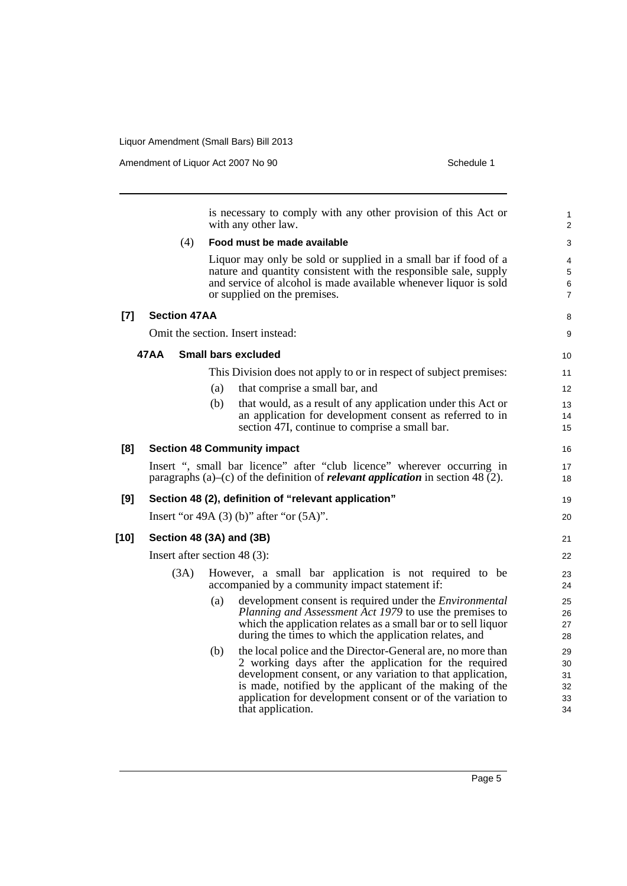is necessary to comply with any other provision of this Act or with any other law.

(4) **Food must be made available**

Liquor may only be sold or supplied in a small bar if food of a nature and quantity consistent with the responsible sale, supply and service of alcohol is made available whenever liquor is sold or supplied on the premises.

**[7] Section 47AA**

Omit the section. Insert instead:

**47AA Small bars excluded**

This Division does not apply to or in respect of subject premises:

(a) that comprise a small bar, and

(b) that would, as a result of any application under this Act or an application for development consent as referred to in section 47I, continue to comprise a small bar.

**[8] Section 48 Community impact**

Insert ", small bar licence" after "club licence" wherever occurring in paragraphs (a)–(c) of the definition of ***relevant application*** in section 48 (2).

**[9] Section 48 (2), definition of "relevant application"**

Insert "or 49A (3) (b)" after "or (5A)".

**[10] Section 48 (3A) and (3B)**

Insert after section 48 (3):

(3A) However, a small bar application is not required to be accompanied by a community impact statement if:

(a) development consent is required under the *Environmental Planning and Assessment Act 1979* to use the premises to which the application relates as a small bar or to sell liquor during the times to which the application relates, and

(b) the local police and the Director-General are, no more than 2 working days after the application for the required development consent, or any variation to that application, is made, notified by the applicant of the making of the application for development consent or of the variation to that application.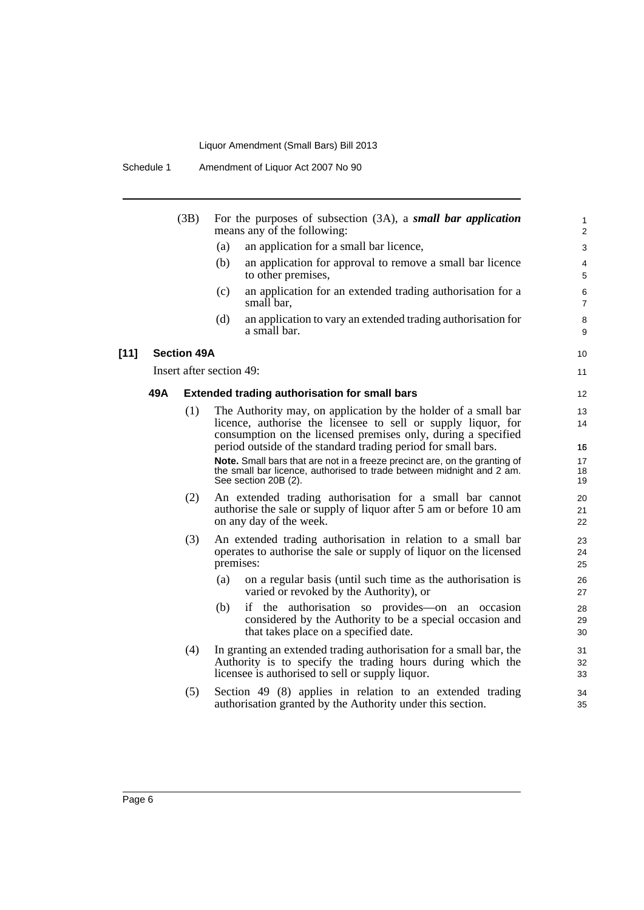(3B) For the purposes of subsection (3A), a ***small bar application*** means any of the following:

(a) an application for a small bar licence,

(b) an application for approval to remove a small bar licence to other premises,

(c) an application for an extended trading authorisation for a small bar,

(d) an application to vary an extended trading authorisation for a small bar.

**[11] Section 49A**

Insert after section 49:

**49A Extended trading authorisation for small bars**

(1) The Authority may, on application by the holder of a small bar licence, authorise the licensee to sell or supply liquor, for consumption on the licensed premises only, during a specified period outside of the standard trading period for small bars.

**Note.** Small bars that are not in a freeze precinct are, on the granting of the small bar licence, authorised to trade between midnight and 2 am. See section 20B (2).

(2) An extended trading authorisation for a small bar cannot authorise the sale or supply of liquor after 5 am or before 10 am on any day of the week.

(3) An extended trading authorisation in relation to a small bar operates to authorise the sale or supply of liquor on the licensed premises:

(a) on a regular basis (until such time as the authorisation is varied or revoked by the Authority), or

(b) if the authorisation so provides—on an occasion considered by the Authority to be a special occasion and that takes place on a specified date.

(4) In granting an extended trading authorisation for a small bar, the Authority is to specify the trading hours during which the licensee is authorised to sell or supply liquor.

(5) Section 49 (8) applies in relation to an extended trading authorisation granted by the Authority under this section.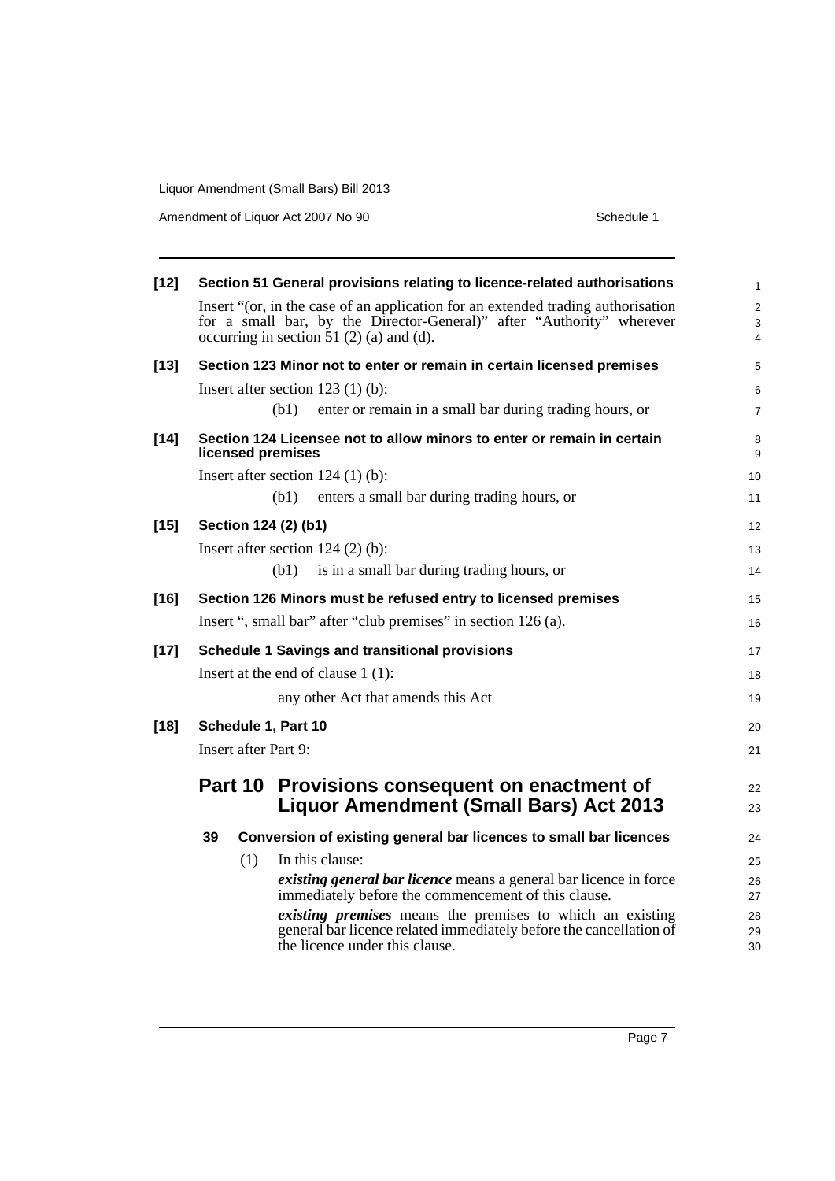**[12] Section 51 General provisions relating to licence-related authorisations**

Insert "(or, in the case of an application for an extended trading authorisation for a small bar, by the Director-General)" after "Authority" wherever occurring in section 51 (2) (a) and (d).

**[13] Section 123 Minor not to enter or remain in certain licensed premises**

Insert after section 123 (1) (b):

(b1) enter or remain in a small bar during trading hours, or

**[14] Section 124 Licensee not to allow minors to enter or remain in certain licensed premises**

Insert after section 124 (1) (b):

(b1) enters a small bar during trading hours, or

**[15] Section 124 (2) (b1)**

Insert after section 124 (2) (b):

(b1) is in a small bar during trading hours, or

**[16] Section 126 Minors must be refused entry to licensed premises**

Insert ", small bar" after "club premises" in section 126 (a).

**[17] Schedule 1 Savings and transitional provisions**

Insert at the end of clause 1 (1):

any other Act that amends this Act

**[18] Schedule 1, Part 10**

Insert after Part 9:

## Part 10 Provisions consequent on enactment of Liquor Amendment (Small Bars) Act 2013

### 39 Conversion of existing general bar licences to small bar licences

(1) In this clause:

***existing general bar licence*** means a general bar licence in force immediately before the commencement of this clause.

***existing premises*** means the premises to which an existing general bar licence related immediately before the cancellation of the licence under this clause.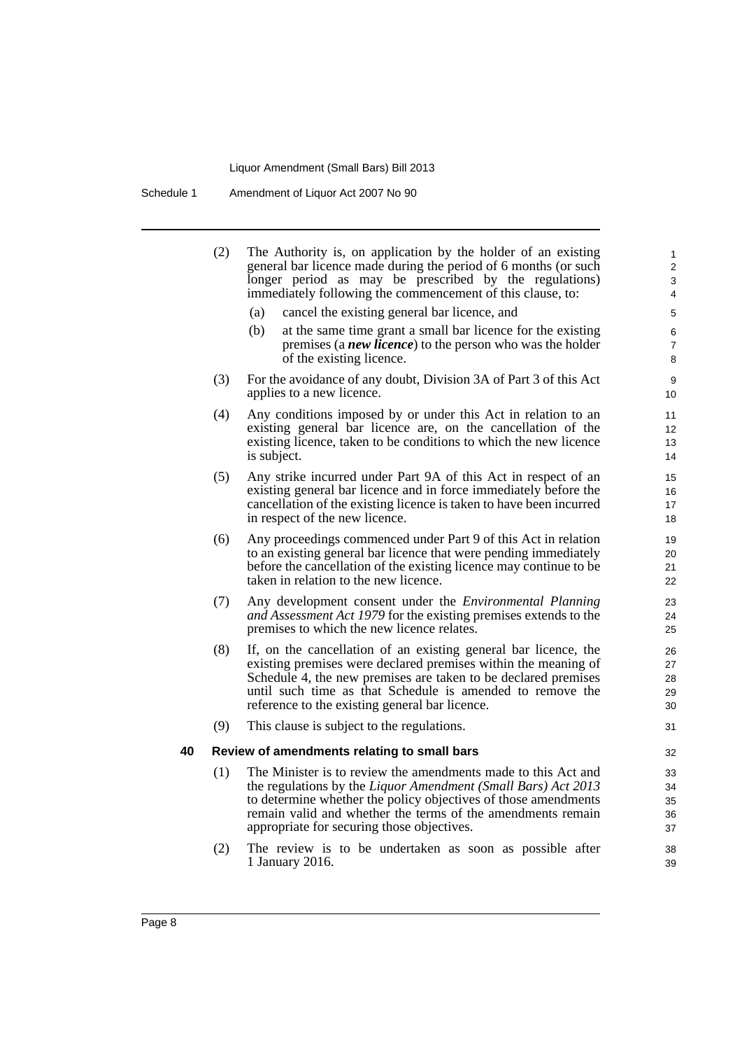(2) The Authority is, on application by the holder of an existing general bar licence made during the period of 6 months (or such longer period as may be prescribed by the regulations) immediately following the commencement of this clause, to:

(a) cancel the existing general bar licence, and

(b) at the same time grant a small bar licence for the existing premises (a ***new licence***) to the person who was the holder of the existing licence.

(3) For the avoidance of any doubt, Division 3A of Part 3 of this Act applies to a new licence.

(4) Any conditions imposed by or under this Act in relation to an existing general bar licence are, on the cancellation of the existing licence, taken to be conditions to which the new licence is subject.

(5) Any strike incurred under Part 9A of this Act in respect of an existing general bar licence and in force immediately before the cancellation of the existing licence is taken to have been incurred in respect of the new licence.

(6) Any proceedings commenced under Part 9 of this Act in relation to an existing general bar licence that were pending immediately before the cancellation of the existing licence may continue to be taken in relation to the new licence.

(7) Any development consent under the *Environmental Planning and Assessment Act 1979* for the existing premises extends to the premises to which the new licence relates.

(8) If, on the cancellation of an existing general bar licence, the existing premises were declared premises within the meaning of Schedule 4, the new premises are taken to be declared premises until such time as that Schedule is amended to remove the reference to the existing general bar licence.

(9) This clause is subject to the regulations.

### 40 Review of amendments relating to small bars

(1) The Minister is to review the amendments made to this Act and the regulations by the *Liquor Amendment (Small Bars) Act 2013* to determine whether the policy objectives of those amendments remain valid and whether the terms of the amendments remain appropriate for securing those objectives.

(2) The review is to be undertaken as soon as possible after 1 January 2016.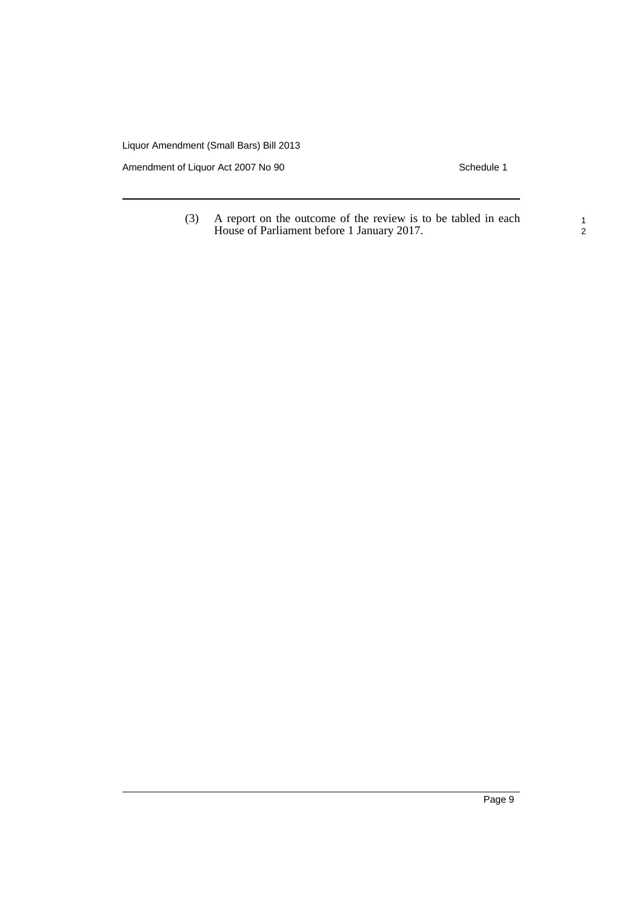(3) A report on the outcome of the review is to be tabled in each House of Parliament before 1 January 2017.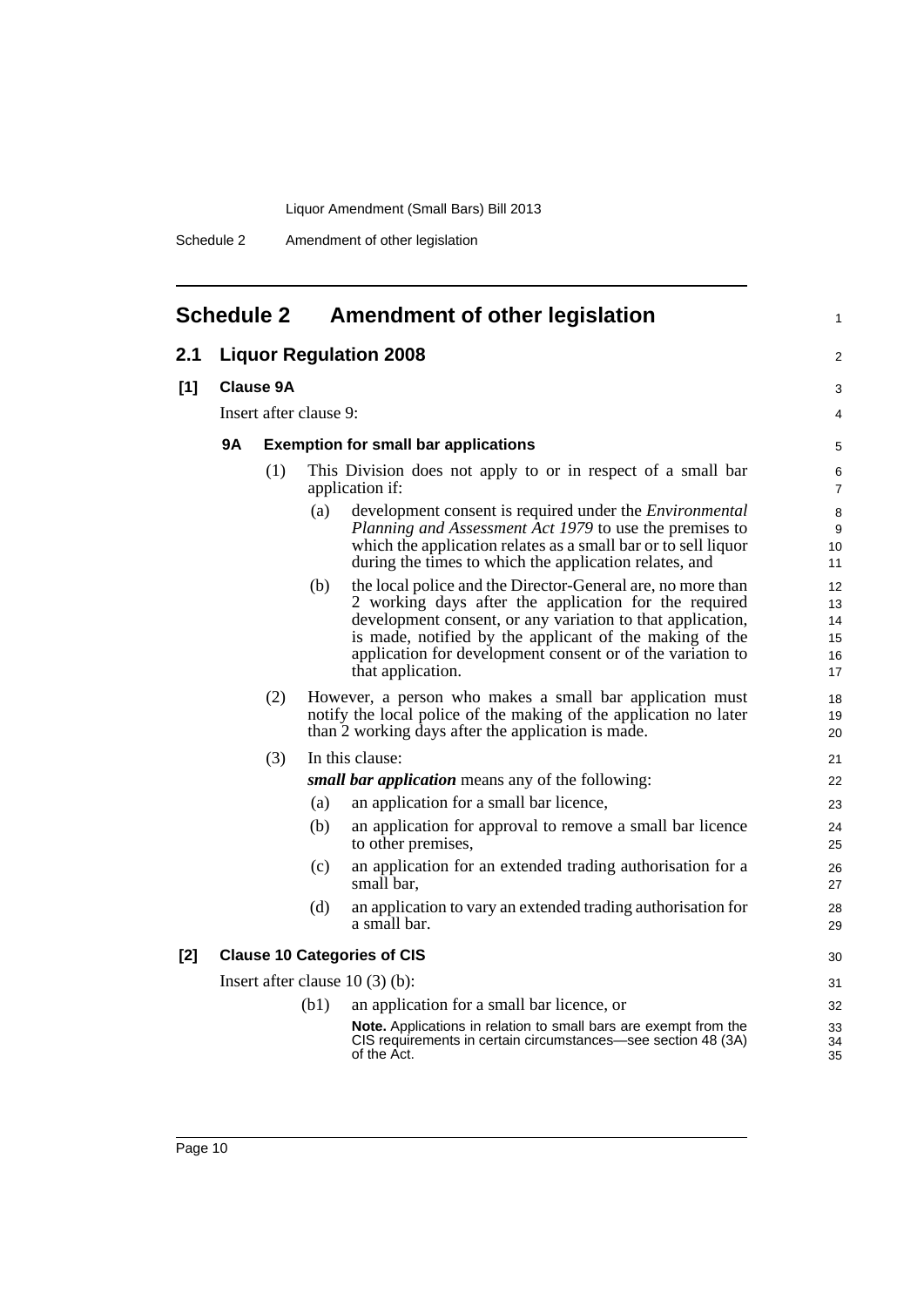# Schedule 2 Amendment of other legislation

## 2.1 Liquor Regulation 2008

### [1] Clause 9A

Insert after clause 9:

#### 9A Exemption for small bar applications

(1) This Division does not apply to or in respect of a small bar application if:

(a) development consent is required under the *Environmental Planning and Assessment Act 1979* to use the premises to which the application relates as a small bar or to sell liquor during the times to which the application relates, and

(b) the local police and the Director-General are, no more than 2 working days after the application for the required development consent, or any variation to that application, is made, notified by the applicant of the making of the application for development consent or of the variation to that application.

(2) However, a person who makes a small bar application must notify the local police of the making of the application no later than 2 working days after the application is made.

(3) In this clause:

***small bar application*** means any of the following:

(a) an application for a small bar licence,

(b) an application for approval to remove a small bar licence to other premises,

(c) an application for an extended trading authorisation for a small bar,

(d) an application to vary an extended trading authorisation for a small bar.

### [2] Clause 10 Categories of CIS

Insert after clause 10 (3) (b):

(b1) an application for a small bar licence, or

**Note.** Applications in relation to small bars are exempt from the CIS requirements in certain circumstances—see section 48 (3A) of the Act.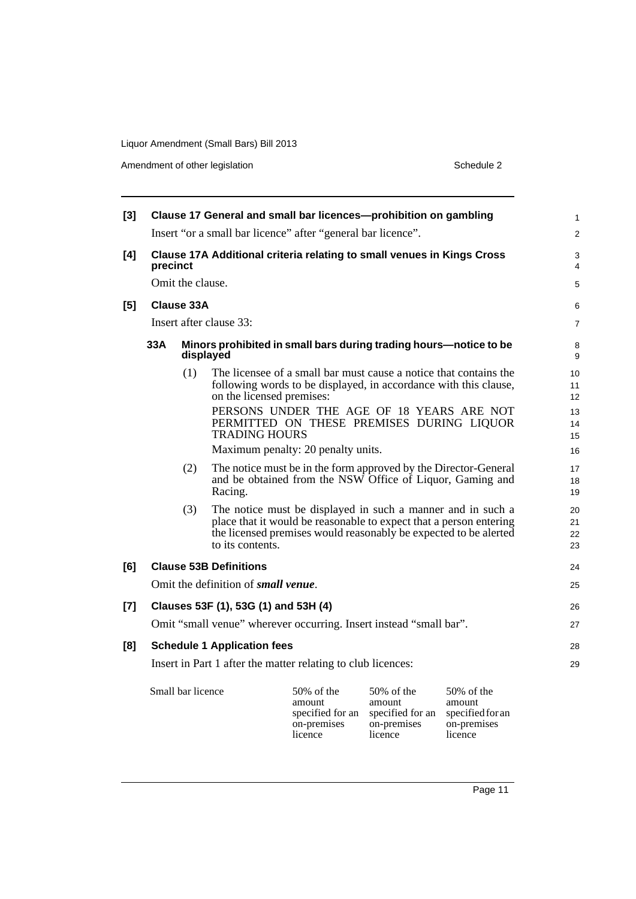**[3] Clause 17 General and small bar licences—prohibition on gambling**

Insert "or a small bar licence" after "general bar licence".

**[4] Clause 17A Additional criteria relating to small venues in Kings Cross precinct**

Omit the clause.

**[5] Clause 33A**

Insert after clause 33:

**33A Minors prohibited in small bars during trading hours—notice to be displayed**

(1) The licensee of a small bar must cause a notice that contains the following words to be displayed, in accordance with this clause, on the licensed premises:

PERSONS UNDER THE AGE OF 18 YEARS ARE NOT PERMITTED ON THESE PREMISES DURING LIQUOR TRADING HOURS

Maximum penalty: 20 penalty units.

(2) The notice must be in the form approved by the Director-General and be obtained from the NSW Office of Liquor, Gaming and Racing.

(3) The notice must be displayed in such a manner and in such a place that it would be reasonable to expect that a person entering the licensed premises would reasonably be expected to be alerted to its contents.

**[6] Clause 53B Definitions**

Omit the definition of ***small venue***.

**[7] Clauses 53F (1), 53G (1) and 53H (4)**

Omit "small venue" wherever occurring. Insert instead "small bar".

**[8] Schedule 1 Application fees**

Insert in Part 1 after the matter relating to club licences:

| | | | |
|---|---|---|---|
| Small bar licence | 50% of the amount specified for an on-premises licence | 50% of the amount specified for an on-premises licence | 50% of the amount specified for an on-premises licence |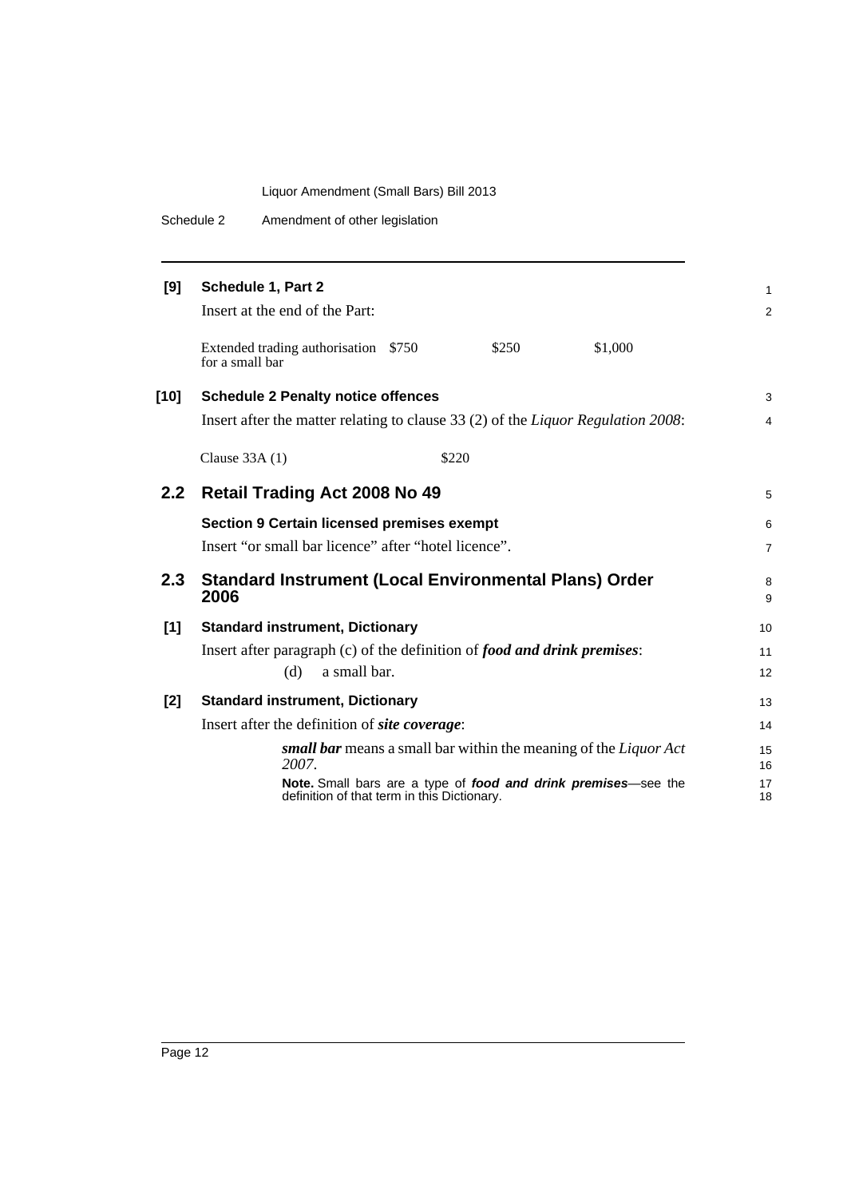**[9] Schedule 1, Part 2**

Insert at the end of the Part:

| | | | |
|---|---|---|---|
| Extended trading authorisation for a small bar | $750 | $250 | $1,000 |

**[10] Schedule 2 Penalty notice offences**

Insert after the matter relating to clause 33 (2) of the *Liquor Regulation 2008*:

| | |
|---|---|
| Clause 33A (1) | $220 |

## 2.2 Retail Trading Act 2008 No 49

**Section 9 Certain licensed premises exempt**

Insert "or small bar licence" after "hotel licence".

## 2.3 Standard Instrument (Local Environmental Plans) Order 2006

**[1] Standard instrument, Dictionary**

Insert after paragraph (c) of the definition of ***food and drink premises***:

(d) a small bar.

**[2] Standard instrument, Dictionary**

Insert after the definition of ***site coverage***:

***small bar*** means a small bar within the meaning of the *Liquor Act 2007*.

**Note.** Small bars are a type of ***food and drink premises***—see the definition of that term in this Dictionary.